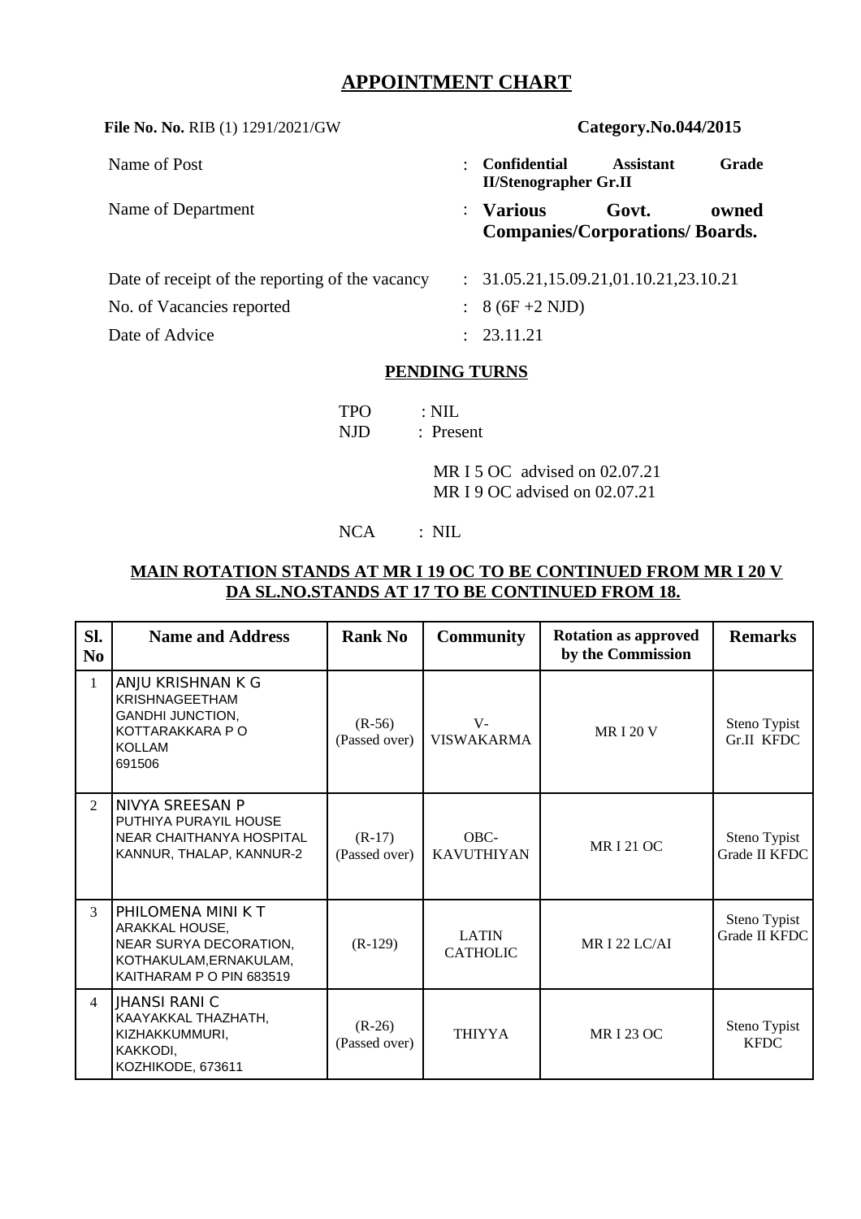# APPOINTMENT CHART

**File No. No.** RIB (1) 1291/2021/GW **Category.No.044/2015**

| | | |
|---|---|---|
| Name of Post | : | **Confidential Assistant Grade II/Stenographer Gr.II** |
| Name of Department | : | **Various Govt. owned Companies/Corporations/ Boards.** |
| Date of receipt of the reporting of the vacancy | : | 31.05.21,15.09.21,01.10.21,23.10.21 |
| No. of Vacancies reported | : | 8 (6F +2 NJD) |
| Date of Advice | : | 23.11.21 |

## PENDING TURNS

TPO : NIL

NJD : Present

MR I 5 OC advised on 02.07.21

MR I 9 OC advised on 02.07.21

NCA : NIL

**MAIN ROTATION STANDS AT MR I 19 OC TO BE CONTINUED FROM MR I 20 V**
**DA SL.NO.STANDS AT 17 TO BE CONTINUED FROM 18.**

| Sl. No | Name and Address | Rank No | Community | Rotation as approved by the Commission | Remarks |
|---|---|---|---|---|---|
| 1 | ANJU KRISHNAN K G<br>KRISHNAGEETHAM<br>GANDHI JUNCTION,<br>KOTTARAKKARA P O<br>KOLLAM<br>691506 | (R-56)<br>(Passed over) | V-VISWAKARMA | MR I 20 V | Steno Typist Gr.II KFDC |
| 2 | NIVYA SREESAN P<br>PUTHIYA PURAYIL HOUSE<br>NEAR CHAITHANYA HOSPITAL<br>KANNUR, THALAP, KANNUR-2 | (R-17)<br>(Passed over) | OBC-KAVUTHIYAN | MR I 21 OC | Steno Typist Grade II KFDC |
| 3 | PHILOMENA MINI K T<br>ARAKKAL HOUSE,<br>NEAR SURYA DECORATION,<br>KOTHAKULAM,ERNAKULAM,<br>KAITHARAM P O PIN 683519 | (R-129) | LATIN CATHOLIC | MR I 22 LC/AI | Steno Typist Grade II KFDC |
| 4 | JHANSI RANI C<br>KAAYAKKAL THAZHATH,<br>KIZHAKKUMMURI,<br>KAKKODI,<br>KOZHIKODE, 673611 | (R-26)<br>(Passed over) | THIYYA | MR I 23 OC | Steno Typist KFDC |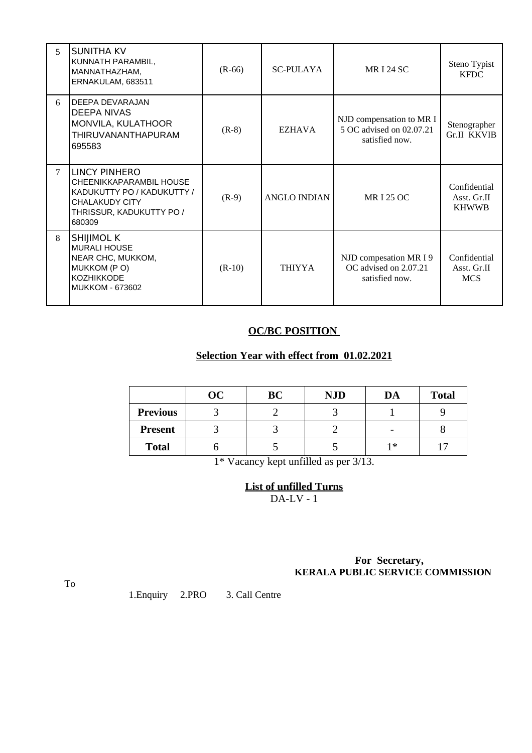| | | | | | |
|---|---|---|---|---|---|
| 5 | SUNITHA KV<br>KUNNATH PARAMBIL,<br>MANNATHAZHAM,<br>ERNAKULAM, 683511 | (R-66) | SC-PULAYA | MR I 24 SC | Steno Typist KFDC |
| 6 | DEEPA DEVARAJAN<br>DEEPA NIVAS<br>MONVILA, KULATHOOR<br>THIRUVANANTHAPURAM<br>695583 | (R-8) | EZHAVA | NJD compensation to MR I 5 OC advised on 02.07.21 satisfied now. | Stenographer Gr.II KKVIB |
| 7 | LINCY PINHERO<br>CHEENIKKAPARAMBIL HOUSE<br>KADUKUTTY PO / KADUKUTTY /<br>CHALAKUDY CITY<br>THRISSUR, KADUKUTTY PO /<br>680309 | (R-9) | ANGLO INDIAN | MR I 25 OC | Confidential Asst. Gr.II KHWWB |
| 8 | SHIJIMOL K<br>MURALI HOUSE<br>NEAR CHC, MUKKOM,<br>MUKKOM (P O)<br>KOZHIKKODE<br>MUKKOM - 673602 | (R-10) | THIYYA | NJD compesation MR I 9 OC advised on 2.07.21 satisfied now. | Confidential Asst. Gr.II MCS |

**OC/BC POSITION**

**Selection Year with effect from 01.02.2021**

| | OC | BC | NJD | DA | Total |
|---|---|---|---|---|---|
| **Previous** | 3 | 2 | 3 | 1 | 9 |
| **Present** | 3 | 3 | 2 | - | 8 |
| **Total** | 6 | 5 | 5 | 1* | 17 |

1* Vacancy kept unfilled as per 3/13.

**List of unfilled Turns**

DA-LV - 1

**For Secretary,**
**KERALA PUBLIC SERVICE COMMISSION**

To

1.Enquiry 2.PRO 3. Call Centre